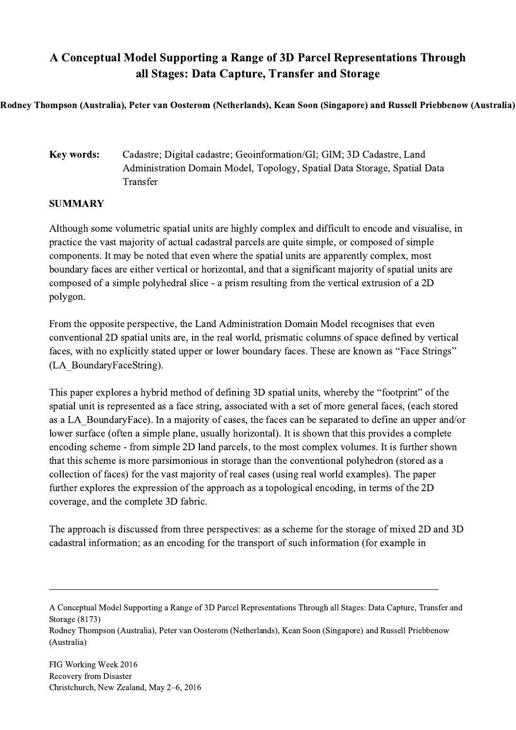# A Conceptual Model Supporting a Range of 3D Parcel Representations Through all Stages: Data Capture, Transfer and Storage

**Rodney Thompson (Australia), Peter van Oosterom (Netherlands), Kean Soon (Singapore) and Russell Priebbenow (Australia)**

**Key words:** Cadastre; Digital cadastre; Geoinformation/GI; GIM; 3D Cadastre, Land Administration Domain Model, Topology, Spatial Data Storage, Spatial Data Transfer

## SUMMARY

Although some volumetric spatial units are highly complex and difficult to encode and visualise, in practice the vast majority of actual cadastral parcels are quite simple, or composed of simple components. It may be noted that even where the spatial units are apparently complex, most boundary faces are either vertical or horizontal, and that a significant majority of spatial units are composed of a simple polyhedral slice - a prism resulting from the vertical extrusion of a 2D polygon.

From the opposite perspective, the Land Administration Domain Model recognises that even conventional 2D spatial units are, in the real world, prismatic columns of space defined by vertical faces, with no explicitly stated upper or lower boundary faces. These are known as "Face Strings" (LA_BoundaryFaceString).

This paper explores a hybrid method of defining 3D spatial units, whereby the "footprint" of the spatial unit is represented as a face string, associated with a set of more general faces, (each stored as a LA_BoundaryFace). In a majority of cases, the faces can be separated to define an upper and/or lower surface (often a simple plane, usually horizontal). It is shown that this provides a complete encoding scheme - from simple 2D land parcels, to the most complex volumes. It is further shown that this scheme is more parsimonious in storage than the conventional polyhedron (stored as a collection of faces) for the vast majority of real cases (using real world examples). The paper further explores the expression of the approach as a topological encoding, in terms of the 2D coverage, and the complete 3D fabric.

The approach is discussed from three perspectives: as a scheme for the storage of mixed 2D and 3D cadastral information; as an encoding for the transport of such information (for example in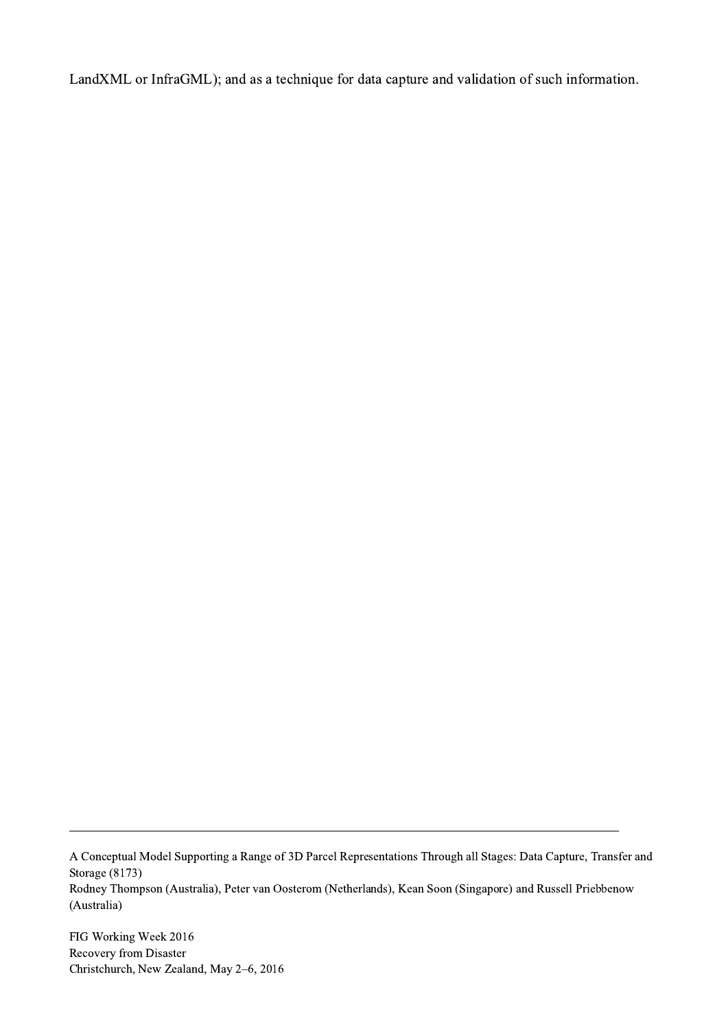LandXML or InfraGML); and as a technique for data capture and validation of such information.